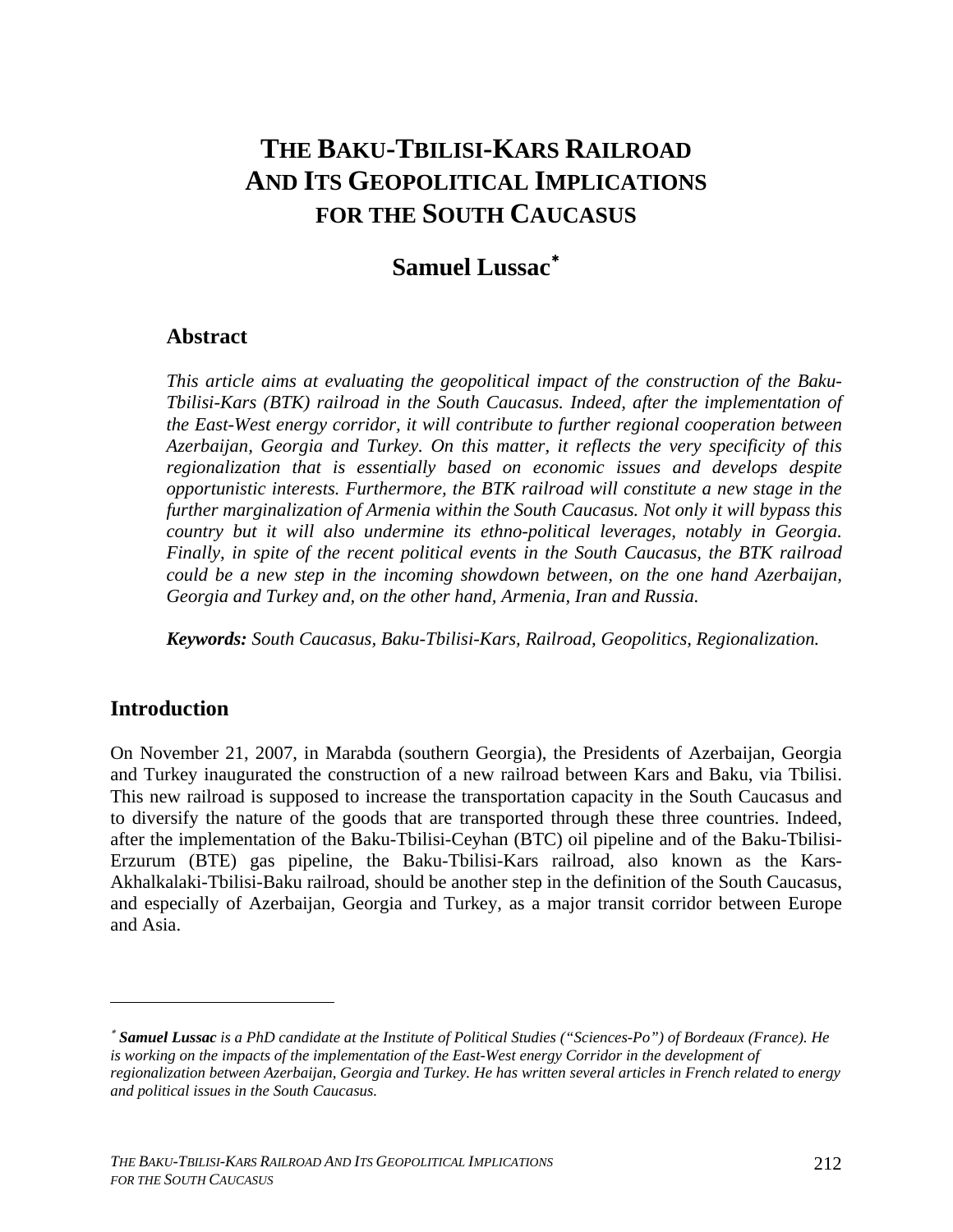# THE BAKU-TBILISI-KARS RAILROAD AND ITS GEOPOLITICAL IMPLICATIONS FOR THE SOUTH CAUCASUS

## Samuel Lussac*

### Abstract

*This article aims at evaluating the geopolitical impact of the construction of the Baku-Tbilisi-Kars (BTK) railroad in the South Caucasus. Indeed, after the implementation of the East-West energy corridor, it will contribute to further regional cooperation between Azerbaijan, Georgia and Turkey. On this matter, it reflects the very specificity of this regionalization that is essentially based on economic issues and develops despite opportunistic interests. Furthermore, the BTK railroad will constitute a new stage in the further marginalization of Armenia within the South Caucasus. Not only it will bypass this country but it will also undermine its ethno-political leverages, notably in Georgia. Finally, in spite of the recent political events in the South Caucasus, the BTK railroad could be a new step in the incoming showdown between, on the one hand Azerbaijan, Georgia and Turkey and, on the other hand, Armenia, Iran and Russia.*

***Keywords:*** *South Caucasus, Baku-Tbilisi-Kars, Railroad, Geopolitics, Regionalization.*

## Introduction

On November 21, 2007, in Marabda (southern Georgia), the Presidents of Azerbaijan, Georgia and Turkey inaugurated the construction of a new railroad between Kars and Baku, via Tbilisi. This new railroad is supposed to increase the transportation capacity in the South Caucasus and to diversify the nature of the goods that are transported through these three countries. Indeed, after the implementation of the Baku-Tbilisi-Ceyhan (BTC) oil pipeline and of the Baku-Tbilisi-Erzurum (BTE) gas pipeline, the Baku-Tbilisi-Kars railroad, also known as the Kars-Akhalkalaki-Tbilisi-Baku railroad, should be another step in the definition of the South Caucasus, and especially of Azerbaijan, Georgia and Turkey, as a major transit corridor between Europe and Asia.

---

\* ***Samuel Lussac*** *is a PhD candidate at the Institute of Political Studies ("Sciences-Po") of Bordeaux (France). He is working on the impacts of the implementation of the East-West energy Corridor in the development of regionalization between Azerbaijan, Georgia and Turkey. He has written several articles in French related to energy and political issues in the South Caucasus.*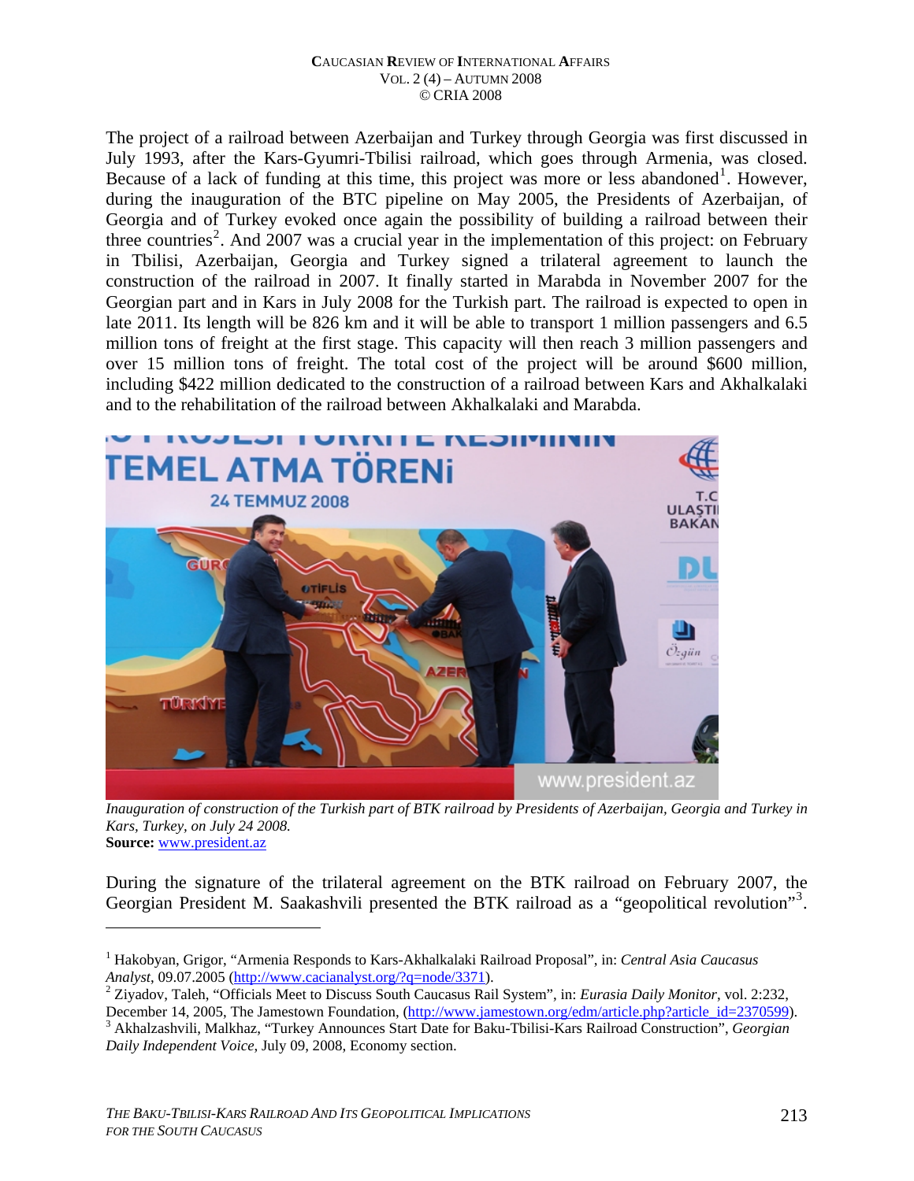The project of a railroad between Azerbaijan and Turkey through Georgia was first discussed in July 1993, after the Kars-Gyumri-Tbilisi railroad, which goes through Armenia, was closed. Because of a lack of funding at this time, this project was more or less abandoned[1]. However, during the inauguration of the BTC pipeline on May 2005, the Presidents of Azerbaijan, of Georgia and of Turkey evoked once again the possibility of building a railroad between their three countries[2]. And 2007 was a crucial year in the implementation of this project: on February in Tbilisi, Azerbaijan, Georgia and Turkey signed a trilateral agreement to launch the construction of the railroad in 2007. It finally started in Marabda in November 2007 for the Georgian part and in Kars in July 2008 for the Turkish part. The railroad is expected to open in late 2011. Its length will be 826 km and it will be able to transport 1 million passengers and 6.5 million tons of freight at the first stage. This capacity will then reach 3 million passengers and over 15 million tons of freight. The total cost of the project will be around $600 million, including $422 million dedicated to the construction of a railroad between Kars and Akhalkalaki and to the rehabilitation of the railroad between Akhalkalaki and Marabda.

*Inauguration of construction of the Turkish part of BTK railroad by Presidents of Azerbaijan, Georgia and Turkey in Kars, Turkey, on July 24 2008.*
**Source:** www.president.az

During the signature of the trilateral agreement on the BTK railroad on February 2007, the Georgian President M. Saakashvili presented the BTK railroad as a "geopolitical revolution"[3].

---

[1] Hakobyan, Grigor, "Armenia Responds to Kars-Akhalkalaki Railroad Proposal", in: *Central Asia Caucasus Analyst*, 09.07.2005 (http://www.cacianalyst.org/?q=node/3371).

[2] Ziyadov, Taleh, "Officials Meet to Discuss South Caucasus Rail System", in: *Eurasia Daily Monitor*, vol. 2:232, December 14, 2005, The Jamestown Foundation, (http://www.jamestown.org/edm/article.php?article_id=2370599).

[3] Akhalzashvili, Malkhaz, "Turkey Announces Start Date for Baku-Tbilisi-Kars Railroad Construction", *Georgian Daily Independent Voice*, July 09, 2008, Economy section.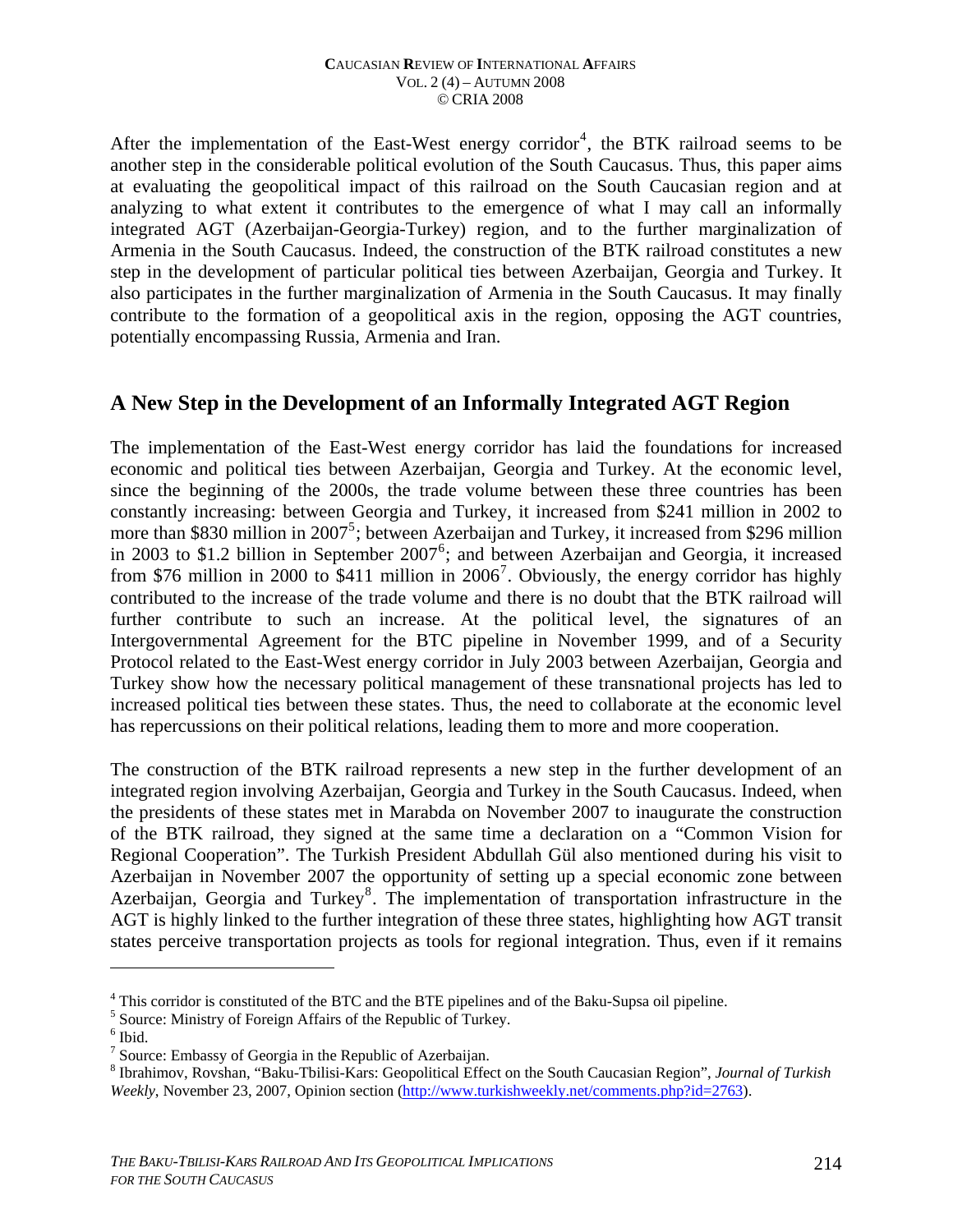After the implementation of the East-West energy corridor[4], the BTK railroad seems to be another step in the considerable political evolution of the South Caucasus. Thus, this paper aims at evaluating the geopolitical impact of this railroad on the South Caucasian region and at analyzing to what extent it contributes to the emergence of what I may call an informally integrated AGT (Azerbaijan-Georgia-Turkey) region, and to the further marginalization of Armenia in the South Caucasus. Indeed, the construction of the BTK railroad constitutes a new step in the development of particular political ties between Azerbaijan, Georgia and Turkey. It also participates in the further marginalization of Armenia in the South Caucasus. It may finally contribute to the formation of a geopolitical axis in the region, opposing the AGT countries, potentially encompassing Russia, Armenia and Iran.

## A New Step in the Development of an Informally Integrated AGT Region

The implementation of the East-West energy corridor has laid the foundations for increased economic and political ties between Azerbaijan, Georgia and Turkey. At the economic level, since the beginning of the 2000s, the trade volume between these three countries has been constantly increasing: between Georgia and Turkey, it increased from $241 million in 2002 to more than $830 million in 2007[5]; between Azerbaijan and Turkey, it increased from $296 million in 2003 to $1.2 billion in September 2007[6]; and between Azerbaijan and Georgia, it increased from $76 million in 2000 to $411 million in 2006[7]. Obviously, the energy corridor has highly contributed to the increase of the trade volume and there is no doubt that the BTK railroad will further contribute to such an increase. At the political level, the signatures of an Intergovernmental Agreement for the BTC pipeline in November 1999, and of a Security Protocol related to the East-West energy corridor in July 2003 between Azerbaijan, Georgia and Turkey show how the necessary political management of these transnational projects has led to increased political ties between these states. Thus, the need to collaborate at the economic level has repercussions on their political relations, leading them to more and more cooperation.

The construction of the BTK railroad represents a new step in the further development of an integrated region involving Azerbaijan, Georgia and Turkey in the South Caucasus. Indeed, when the presidents of these states met in Marabda on November 2007 to inaugurate the construction of the BTK railroad, they signed at the same time a declaration on a "Common Vision for Regional Cooperation". The Turkish President Abdullah Gül also mentioned during his visit to Azerbaijan in November 2007 the opportunity of setting up a special economic zone between Azerbaijan, Georgia and Turkey[8]. The implementation of transportation infrastructure in the AGT is highly linked to the further integration of these three states, highlighting how AGT transit states perceive transportation projects as tools for regional integration. Thus, even if it remains

---

[4] This corridor is constituted of the BTC and the BTE pipelines and of the Baku-Supsa oil pipeline.

[5] Source: Ministry of Foreign Affairs of the Republic of Turkey.

[6] Ibid.

[7] Source: Embassy of Georgia in the Republic of Azerbaijan.

[8] Ibrahimov, Rovshan, "Baku-Tbilisi-Kars: Geopolitical Effect on the South Caucasian Region", *Journal of Turkish Weekly*, November 23, 2007, Opinion section (http://www.turkishweekly.net/comments.php?id=2763).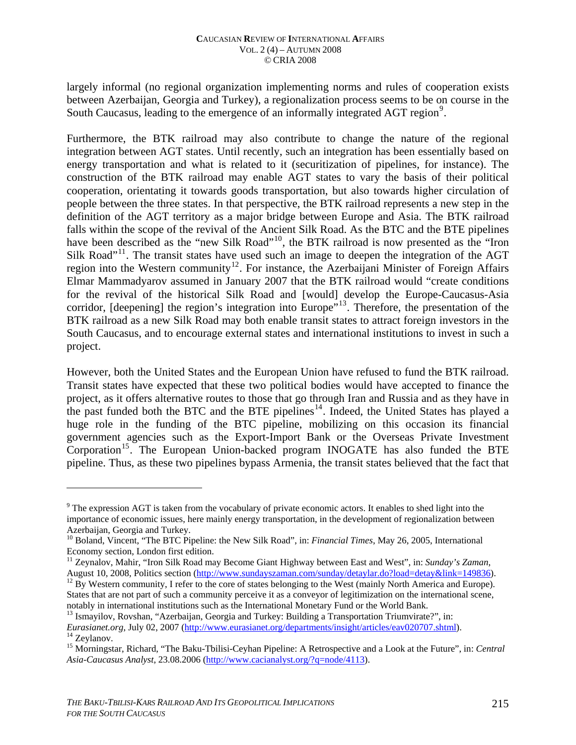largely informal (no regional organization implementing norms and rules of cooperation exists between Azerbaijan, Georgia and Turkey), a regionalization process seems to be on course in the South Caucasus, leading to the emergence of an informally integrated AGT region[9].

Furthermore, the BTK railroad may also contribute to change the nature of the regional integration between AGT states. Until recently, such an integration has been essentially based on energy transportation and what is related to it (securitization of pipelines, for instance). The construction of the BTK railroad may enable AGT states to vary the basis of their political cooperation, orientating it towards goods transportation, but also towards higher circulation of people between the three states. In that perspective, the BTK railroad represents a new step in the definition of the AGT territory as a major bridge between Europe and Asia. The BTK railroad falls within the scope of the revival of the Ancient Silk Road. As the BTC and the BTE pipelines have been described as the "new Silk Road"[10], the BTK railroad is now presented as the "Iron Silk Road"[11]. The transit states have used such an image to deepen the integration of the AGT region into the Western community[12]. For instance, the Azerbaijani Minister of Foreign Affairs Elmar Mammadyarov assumed in January 2007 that the BTK railroad would "create conditions for the revival of the historical Silk Road and [would] develop the Europe-Caucasus-Asia corridor, [deepening] the region's integration into Europe"[13]. Therefore, the presentation of the BTK railroad as a new Silk Road may both enable transit states to attract foreign investors in the South Caucasus, and to encourage external states and international institutions to invest in such a project.

However, both the United States and the European Union have refused to fund the BTK railroad. Transit states have expected that these two political bodies would have accepted to finance the project, as it offers alternative routes to those that go through Iran and Russia and as they have in the past funded both the BTC and the BTE pipelines[14]. Indeed, the United States has played a huge role in the funding of the BTC pipeline, mobilizing on this occasion its financial government agencies such as the Export-Import Bank or the Overseas Private Investment Corporation[15]. The European Union-backed program INOGATE has also funded the BTE pipeline. Thus, as these two pipelines bypass Armenia, the transit states believed that the fact that

---

[9] The expression AGT is taken from the vocabulary of private economic actors. It enables to shed light into the importance of economic issues, here mainly energy transportation, in the development of regionalization between Azerbaijan, Georgia and Turkey.

[10] Boland, Vincent, "The BTC Pipeline: the New Silk Road", in: *Financial Times*, May 26, 2005, International Economy section, London first edition.

[11] Zeynalov, Mahir, "Iron Silk Road may Become Giant Highway between East and West", in: *Sunday's Zaman*, August 10, 2008, Politics section (http://www.sundayszaman.com/sunday/detaylar.do?load=detay&link=149836).

[12] By Western community, I refer to the core of states belonging to the West (mainly North America and Europe). States that are not part of such a community perceive it as a conveyor of legitimization on the international scene, notably in international institutions such as the International Monetary Fund or the World Bank.

[13] Ismayilov, Rovshan, "Azerbaijan, Georgia and Turkey: Building a Transportation Triumvirate?", in: *Eurasianet.org*, July 02, 2007 (http://www.eurasianet.org/departments/insight/articles/eav020707.shtml).

[14] Zeylanov.

[15] Morningstar, Richard, "The Baku-Tbilisi-Ceyhan Pipeline: A Retrospective and a Look at the Future", in: *Central Asia-Caucasus Analyst*, 23.08.2006 (http://www.cacianalyst.org/?q=node/4113).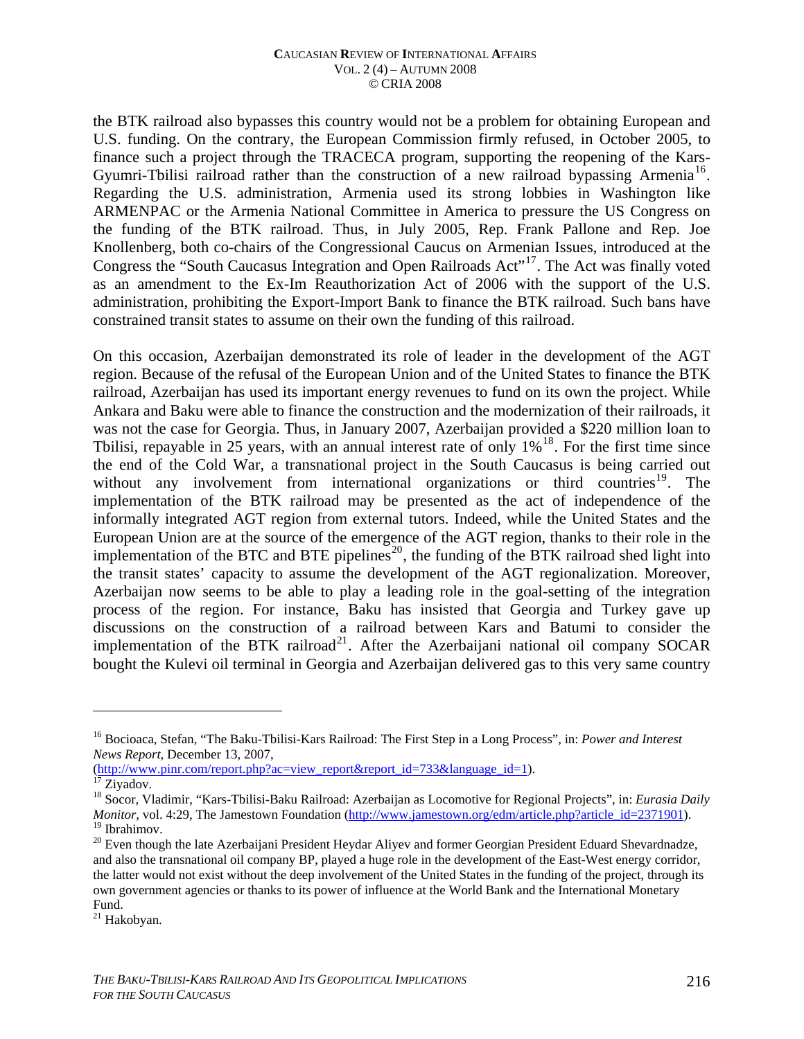the BTK railroad also bypasses this country would not be a problem for obtaining European and U.S. funding. On the contrary, the European Commission firmly refused, in October 2005, to finance such a project through the TRACECA program, supporting the reopening of the Kars-Gyumri-Tbilisi railroad rather than the construction of a new railroad bypassing Armenia[16]. Regarding the U.S. administration, Armenia used its strong lobbies in Washington like ARMENPAC or the Armenia National Committee in America to pressure the US Congress on the funding of the BTK railroad. Thus, in July 2005, Rep. Frank Pallone and Rep. Joe Knollenberg, both co-chairs of the Congressional Caucus on Armenian Issues, introduced at the Congress the "South Caucasus Integration and Open Railroads Act"[17]. The Act was finally voted as an amendment to the Ex-Im Reauthorization Act of 2006 with the support of the U.S. administration, prohibiting the Export-Import Bank to finance the BTK railroad. Such bans have constrained transit states to assume on their own the funding of this railroad.

On this occasion, Azerbaijan demonstrated its role of leader in the development of the AGT region. Because of the refusal of the European Union and of the United States to finance the BTK railroad, Azerbaijan has used its important energy revenues to fund on its own the project. While Ankara and Baku were able to finance the construction and the modernization of their railroads, it was not the case for Georgia. Thus, in January 2007, Azerbaijan provided a $220 million loan to Tbilisi, repayable in 25 years, with an annual interest rate of only 1%[18]. For the first time since the end of the Cold War, a transnational project in the South Caucasus is being carried out without any involvement from international organizations or third countries[19]. The implementation of the BTK railroad may be presented as the act of independence of the informally integrated AGT region from external tutors. Indeed, while the United States and the European Union are at the source of the emergence of the AGT region, thanks to their role in the implementation of the BTC and BTE pipelines[20], the funding of the BTK railroad shed light into the transit states' capacity to assume the development of the AGT regionalization. Moreover, Azerbaijan now seems to be able to play a leading role in the goal-setting of the integration process of the region. For instance, Baku has insisted that Georgia and Turkey gave up discussions on the construction of a railroad between Kars and Batumi to consider the implementation of the BTK railroad[21]. After the Azerbaijani national oil company SOCAR bought the Kulevi oil terminal in Georgia and Azerbaijan delivered gas to this very same country

---

[16] Bocioaca, Stefan, "The Baku-Tbilisi-Kars Railroad: The First Step in a Long Process", in: *Power and Interest News Report*, December 13, 2007, (http://www.pinr.com/report.php?ac=view_report&report_id=733&language_id=1).

[17] Ziyadov.

[18] Socor, Vladimir, "Kars-Tbilisi-Baku Railroad: Azerbaijan as Locomotive for Regional Projects", in: *Eurasia Daily Monitor*, vol. 4:29, The Jamestown Foundation (http://www.jamestown.org/edm/article.php?article_id=2371901).

[19] Ibrahimov.

[20] Even though the late Azerbaijani President Heydar Aliyev and former Georgian President Eduard Shevardnadze, and also the transnational oil company BP, played a huge role in the development of the East-West energy corridor, the latter would not exist without the deep involvement of the United States in the funding of the project, through its own government agencies or thanks to its power of influence at the World Bank and the International Monetary Fund.

[21] Hakobyan.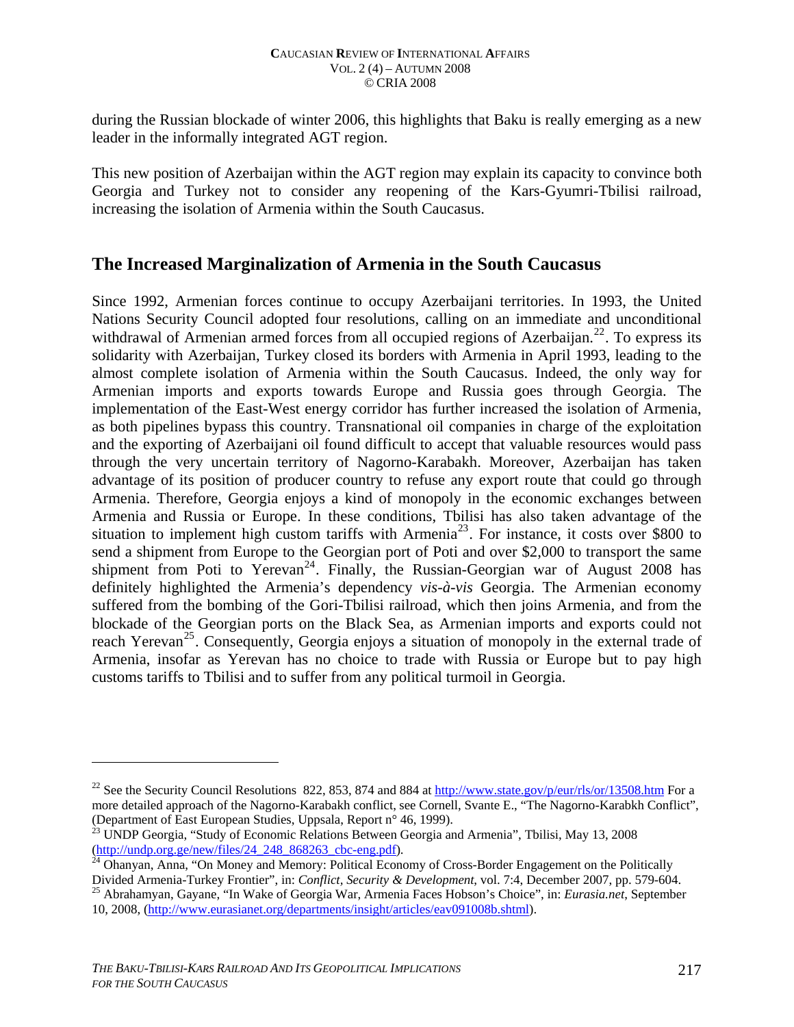during the Russian blockade of winter 2006, this highlights that Baku is really emerging as a new leader in the informally integrated AGT region.

This new position of Azerbaijan within the AGT region may explain its capacity to convince both Georgia and Turkey not to consider any reopening of the Kars-Gyumri-Tbilisi railroad, increasing the isolation of Armenia within the South Caucasus.

## The Increased Marginalization of Armenia in the South Caucasus

Since 1992, Armenian forces continue to occupy Azerbaijani territories. In 1993, the United Nations Security Council adopted four resolutions, calling on an immediate and unconditional withdrawal of Armenian armed forces from all occupied regions of Azerbaijan.[22]. To express its solidarity with Azerbaijan, Turkey closed its borders with Armenia in April 1993, leading to the almost complete isolation of Armenia within the South Caucasus. Indeed, the only way for Armenian imports and exports towards Europe and Russia goes through Georgia. The implementation of the East-West energy corridor has further increased the isolation of Armenia, as both pipelines bypass this country. Transnational oil companies in charge of the exploitation and the exporting of Azerbaijani oil found difficult to accept that valuable resources would pass through the very uncertain territory of Nagorno-Karabakh. Moreover, Azerbaijan has taken advantage of its position of producer country to refuse any export route that could go through Armenia. Therefore, Georgia enjoys a kind of monopoly in the economic exchanges between Armenia and Russia or Europe. In these conditions, Tbilisi has also taken advantage of the situation to implement high custom tariffs with Armenia[23]. For instance, it costs over $800 to send a shipment from Europe to the Georgian port of Poti and over $2,000 to transport the same shipment from Poti to Yerevan[24]. Finally, the Russian-Georgian war of August 2008 has definitely highlighted the Armenia's dependency *vis-à-vis* Georgia. The Armenian economy suffered from the bombing of the Gori-Tbilisi railroad, which then joins Armenia, and from the blockade of the Georgian ports on the Black Sea, as Armenian imports and exports could not reach Yerevan[25]. Consequently, Georgia enjoys a situation of monopoly in the external trade of Armenia, insofar as Yerevan has no choice to trade with Russia or Europe but to pay high customs tariffs to Tbilisi and to suffer from any political turmoil in Georgia.

---

[22] See the Security Council Resolutions 822, 853, 874 and 884 at http://www.state.gov/p/eur/rls/or/13508.htm For a more detailed approach of the Nagorno-Karabakh conflict, see Cornell, Svante E., "The Nagorno-Karabkh Conflict", (Department of East European Studies, Uppsala, Report n° 46, 1999).

[23] UNDP Georgia, "Study of Economic Relations Between Georgia and Armenia", Tbilisi, May 13, 2008 (http://undp.org.ge/new/files/24_248_868263_cbc-eng.pdf).

[24] Ohanyan, Anna, "On Money and Memory: Political Economy of Cross-Border Engagement on the Politically Divided Armenia-Turkey Frontier", in: *Conflict, Security & Development*, vol. 7:4, December 2007, pp. 579-604.

[25] Abrahamyan, Gayane, "In Wake of Georgia War, Armenia Faces Hobson's Choice", in: *Eurasia.net*, September 10, 2008, (http://www.eurasianet.org/departments/insight/articles/eav091008b.shtml).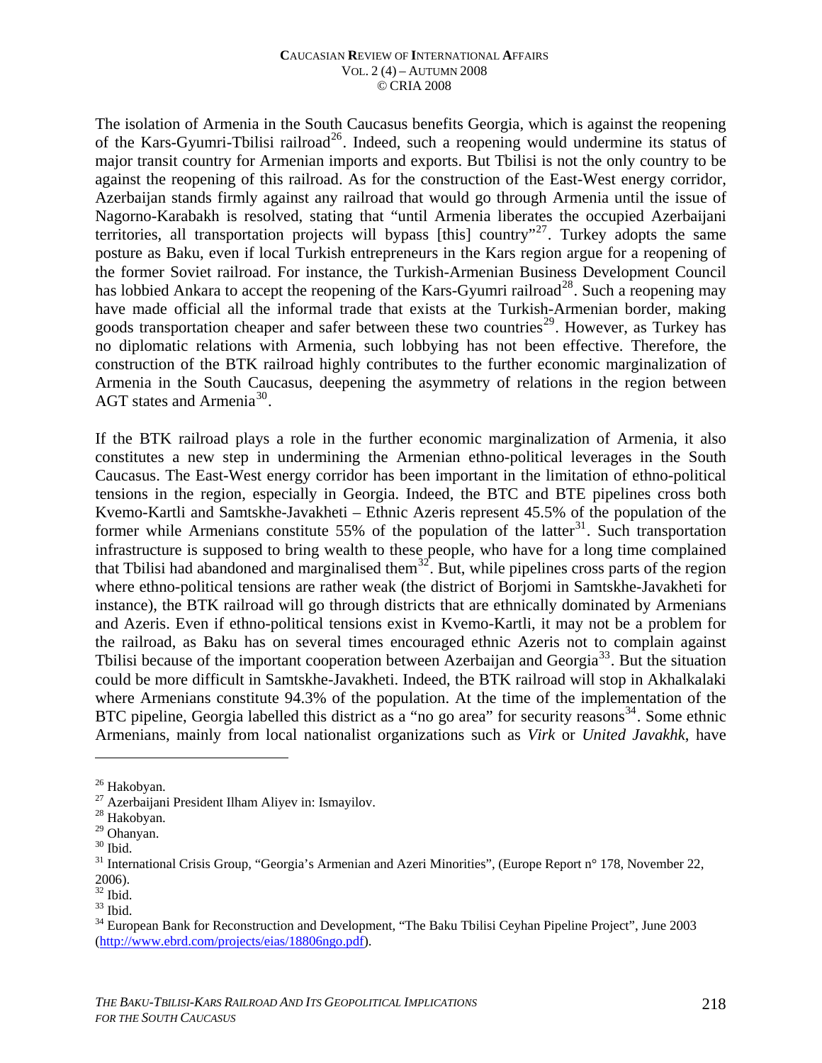The isolation of Armenia in the South Caucasus benefits Georgia, which is against the reopening of the Kars-Gyumri-Tbilisi railroad[26]. Indeed, such a reopening would undermine its status of major transit country for Armenian imports and exports. But Tbilisi is not the only country to be against the reopening of this railroad. As for the construction of the East-West energy corridor, Azerbaijan stands firmly against any railroad that would go through Armenia until the issue of Nagorno-Karabakh is resolved, stating that "until Armenia liberates the occupied Azerbaijani territories, all transportation projects will bypass [this] country"[27]. Turkey adopts the same posture as Baku, even if local Turkish entrepreneurs in the Kars region argue for a reopening of the former Soviet railroad. For instance, the Turkish-Armenian Business Development Council has lobbied Ankara to accept the reopening of the Kars-Gyumri railroad[28]. Such a reopening may have made official all the informal trade that exists at the Turkish-Armenian border, making goods transportation cheaper and safer between these two countries[29]. However, as Turkey has no diplomatic relations with Armenia, such lobbying has not been effective. Therefore, the construction of the BTK railroad highly contributes to the further economic marginalization of Armenia in the South Caucasus, deepening the asymmetry of relations in the region between AGT states and Armenia[30].

If the BTK railroad plays a role in the further economic marginalization of Armenia, it also constitutes a new step in undermining the Armenian ethno-political leverages in the South Caucasus. The East-West energy corridor has been important in the limitation of ethno-political tensions in the region, especially in Georgia. Indeed, the BTC and BTE pipelines cross both Kvemo-Kartli and Samtskhe-Javakheti – Ethnic Azeris represent 45.5% of the population of the former while Armenians constitute 55% of the population of the latter[31]. Such transportation infrastructure is supposed to bring wealth to these people, who have for a long time complained that Tbilisi had abandoned and marginalised them[32]. But, while pipelines cross parts of the region where ethno-political tensions are rather weak (the district of Borjomi in Samtskhe-Javakheti for instance), the BTK railroad will go through districts that are ethnically dominated by Armenians and Azeris. Even if ethno-political tensions exist in Kvemo-Kartli, it may not be a problem for the railroad, as Baku has on several times encouraged ethnic Azeris not to complain against Tbilisi because of the important cooperation between Azerbaijan and Georgia[33]. But the situation could be more difficult in Samtskhe-Javakheti. Indeed, the BTK railroad will stop in Akhalkalaki where Armenians constitute 94.3% of the population. At the time of the implementation of the BTC pipeline, Georgia labelled this district as a "no go area" for security reasons[34]. Some ethnic Armenians, mainly from local nationalist organizations such as *Virk* or *United Javakhk*, have

---

[26] Hakobyan.

[27] Azerbaijani President Ilham Aliyev in: Ismayilov.

[28] Hakobyan.

[29] Ohanyan.

[30] Ibid.

[31] International Crisis Group, "Georgia's Armenian and Azeri Minorities", (Europe Report n° 178, November 22, 2006).

[32] Ibid.

[33] Ibid.

[34] European Bank for Reconstruction and Development, "The Baku Tbilisi Ceyhan Pipeline Project", June 2003 (http://www.ebrd.com/projects/eias/18806ngo.pdf).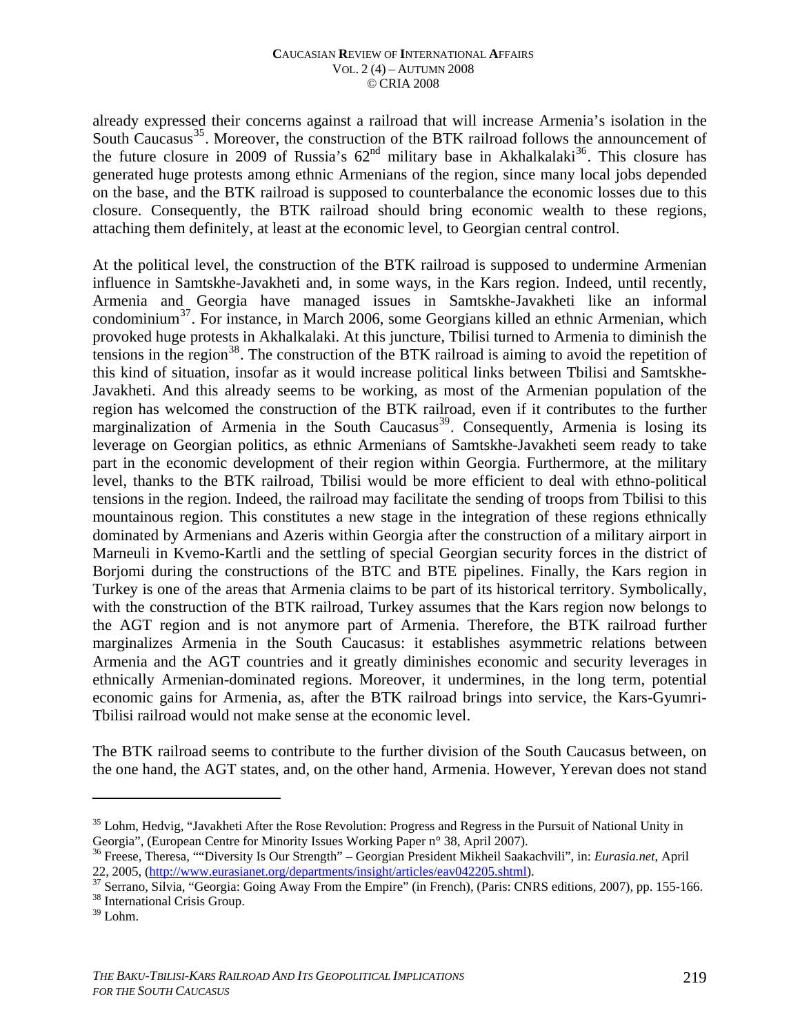already expressed their concerns against a railroad that will increase Armenia's isolation in the South Caucasus[35]. Moreover, the construction of the BTK railroad follows the announcement of the future closure in 2009 of Russia's 62nd military base in Akhalkalaki[36]. This closure has generated huge protests among ethnic Armenians of the region, since many local jobs depended on the base, and the BTK railroad is supposed to counterbalance the economic losses due to this closure. Consequently, the BTK railroad should bring economic wealth to these regions, attaching them definitely, at least at the economic level, to Georgian central control.

At the political level, the construction of the BTK railroad is supposed to undermine Armenian influence in Samtskhe-Javakheti and, in some ways, in the Kars region. Indeed, until recently, Armenia and Georgia have managed issues in Samtskhe-Javakheti like an informal condominium[37]. For instance, in March 2006, some Georgians killed an ethnic Armenian, which provoked huge protests in Akhalkalaki. At this juncture, Tbilisi turned to Armenia to diminish the tensions in the region[38]. The construction of the BTK railroad is aiming to avoid the repetition of this kind of situation, insofar as it would increase political links between Tbilisi and Samtskhe-Javakheti. And this already seems to be working, as most of the Armenian population of the region has welcomed the construction of the BTK railroad, even if it contributes to the further marginalization of Armenia in the South Caucasus[39]. Consequently, Armenia is losing its leverage on Georgian politics, as ethnic Armenians of Samtskhe-Javakheti seem ready to take part in the economic development of their region within Georgia. Furthermore, at the military level, thanks to the BTK railroad, Tbilisi would be more efficient to deal with ethno-political tensions in the region. Indeed, the railroad may facilitate the sending of troops from Tbilisi to this mountainous region. This constitutes a new stage in the integration of these regions ethnically dominated by Armenians and Azeris within Georgia after the construction of a military airport in Marneuli in Kvemo-Kartli and the settling of special Georgian security forces in the district of Borjomi during the constructions of the BTC and BTE pipelines. Finally, the Kars region in Turkey is one of the areas that Armenia claims to be part of its historical territory. Symbolically, with the construction of the BTK railroad, Turkey assumes that the Kars region now belongs to the AGT region and is not anymore part of Armenia. Therefore, the BTK railroad further marginalizes Armenia in the South Caucasus: it establishes asymmetric relations between Armenia and the AGT countries and it greatly diminishes economic and security leverages in ethnically Armenian-dominated regions. Moreover, it undermines, in the long term, potential economic gains for Armenia, as, after the BTK railroad brings into service, the Kars-Gyumri-Tbilisi railroad would not make sense at the economic level.

The BTK railroad seems to contribute to the further division of the South Caucasus between, on the one hand, the AGT states, and, on the other hand, Armenia. However, Yerevan does not stand

---

[35] Lohm, Hedvig, "Javakheti After the Rose Revolution: Progress and Regress in the Pursuit of National Unity in Georgia", (European Centre for Minority Issues Working Paper n° 38, April 2007).

[36] Freese, Theresa, ""Diversity Is Our Strength" – Georgian President Mikheil Saakachvili", in: *Eurasia.net*, April 22, 2005, (http://www.eurasianet.org/departments/insight/articles/eav042205.shtml).

[37] Serrano, Silvia, "Georgia: Going Away From the Empire" (in French), (Paris: CNRS editions, 2007), pp. 155-166.

[38] International Crisis Group.

[39] Lohm.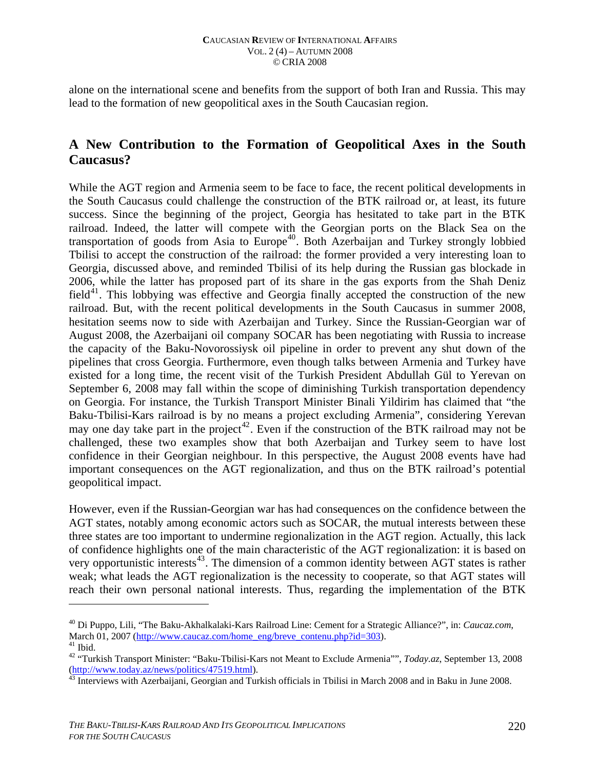alone on the international scene and benefits from the support of both Iran and Russia. This may lead to the formation of new geopolitical axes in the South Caucasian region.

## A New Contribution to the Formation of Geopolitical Axes in the South Caucasus?

While the AGT region and Armenia seem to be face to face, the recent political developments in the South Caucasus could challenge the construction of the BTK railroad or, at least, its future success. Since the beginning of the project, Georgia has hesitated to take part in the BTK railroad. Indeed, the latter will compete with the Georgian ports on the Black Sea on the transportation of goods from Asia to Europe[40]. Both Azerbaijan and Turkey strongly lobbied Tbilisi to accept the construction of the railroad: the former provided a very interesting loan to Georgia, discussed above, and reminded Tbilisi of its help during the Russian gas blockade in 2006, while the latter has proposed part of its share in the gas exports from the Shah Deniz field[41]. This lobbying was effective and Georgia finally accepted the construction of the new railroad. But, with the recent political developments in the South Caucasus in summer 2008, hesitation seems now to side with Azerbaijan and Turkey. Since the Russian-Georgian war of August 2008, the Azerbaijani oil company SOCAR has been negotiating with Russia to increase the capacity of the Baku-Novorossiysk oil pipeline in order to prevent any shut down of the pipelines that cross Georgia. Furthermore, even though talks between Armenia and Turkey have existed for a long time, the recent visit of the Turkish President Abdullah Gül to Yerevan on September 6, 2008 may fall within the scope of diminishing Turkish transportation dependency on Georgia. For instance, the Turkish Transport Minister Binali Yildirim has claimed that "the Baku-Tbilisi-Kars railroad is by no means a project excluding Armenia", considering Yerevan may one day take part in the project[42]. Even if the construction of the BTK railroad may not be challenged, these two examples show that both Azerbaijan and Turkey seem to have lost confidence in their Georgian neighbour. In this perspective, the August 2008 events have had important consequences on the AGT regionalization, and thus on the BTK railroad's potential geopolitical impact.

However, even if the Russian-Georgian war has had consequences on the confidence between the AGT states, notably among economic actors such as SOCAR, the mutual interests between these three states are too important to undermine regionalization in the AGT region. Actually, this lack of confidence highlights one of the main characteristic of the AGT regionalization: it is based on very opportunistic interests[43]. The dimension of a common identity between AGT states is rather weak; what leads the AGT regionalization is the necessity to cooperate, so that AGT states will reach their own personal national interests. Thus, regarding the implementation of the BTK

---

[40] Di Puppo, Lili, "The Baku-Akhalkalaki-Kars Railroad Line: Cement for a Strategic Alliance?", in: *Caucaz.com*, March 01, 2007 (http://www.caucaz.com/home_eng/breve_contenu.php?id=303).

[41] Ibid.

[42] "Turkish Transport Minister: "Baku-Tbilisi-Kars not Meant to Exclude Armenia"", *Today.az*, September 13, 2008 (http://www.today.az/news/politics/47519.html).

[43] Interviews with Azerbaijani, Georgian and Turkish officials in Tbilisi in March 2008 and in Baku in June 2008.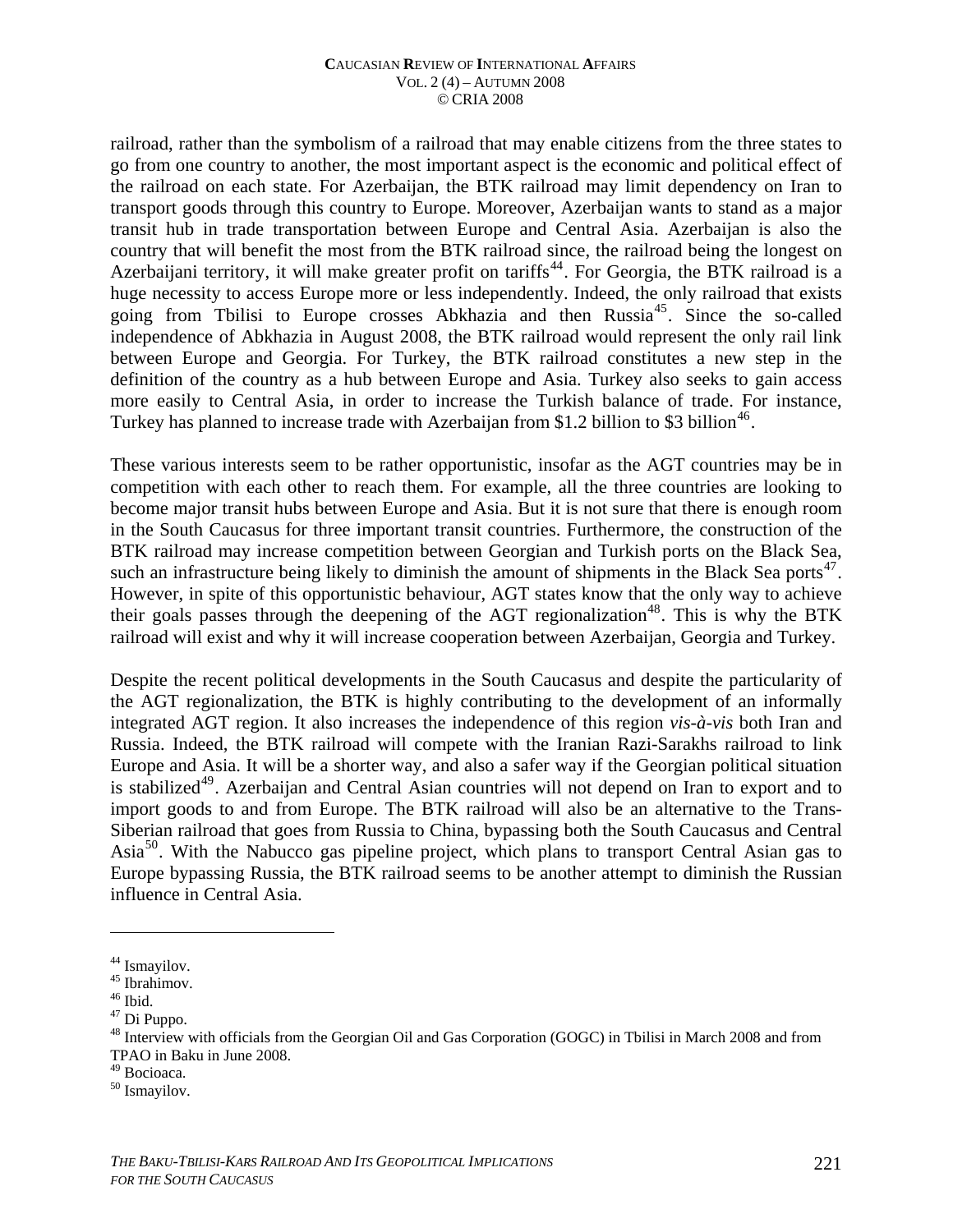railroad, rather than the symbolism of a railroad that may enable citizens from the three states to go from one country to another, the most important aspect is the economic and political effect of the railroad on each state. For Azerbaijan, the BTK railroad may limit dependency on Iran to transport goods through this country to Europe. Moreover, Azerbaijan wants to stand as a major transit hub in trade transportation between Europe and Central Asia. Azerbaijan is also the country that will benefit the most from the BTK railroad since, the railroad being the longest on Azerbaijani territory, it will make greater profit on tariffs[44]. For Georgia, the BTK railroad is a huge necessity to access Europe more or less independently. Indeed, the only railroad that exists going from Tbilisi to Europe crosses Abkhazia and then Russia[45]. Since the so-called independence of Abkhazia in August 2008, the BTK railroad would represent the only rail link between Europe and Georgia. For Turkey, the BTK railroad constitutes a new step in the definition of the country as a hub between Europe and Asia. Turkey also seeks to gain access more easily to Central Asia, in order to increase the Turkish balance of trade. For instance, Turkey has planned to increase trade with Azerbaijan from $1.2 billion to $3 billion[46].

These various interests seem to be rather opportunistic, insofar as the AGT countries may be in competition with each other to reach them. For example, all the three countries are looking to become major transit hubs between Europe and Asia. But it is not sure that there is enough room in the South Caucasus for three important transit countries. Furthermore, the construction of the BTK railroad may increase competition between Georgian and Turkish ports on the Black Sea, such an infrastructure being likely to diminish the amount of shipments in the Black Sea ports[47]. However, in spite of this opportunistic behaviour, AGT states know that the only way to achieve their goals passes through the deepening of the AGT regionalization[48]. This is why the BTK railroad will exist and why it will increase cooperation between Azerbaijan, Georgia and Turkey.

Despite the recent political developments in the South Caucasus and despite the particularity of the AGT regionalization, the BTK is highly contributing to the development of an informally integrated AGT region. It also increases the independence of this region *vis-à-vis* both Iran and Russia. Indeed, the BTK railroad will compete with the Iranian Razi-Sarakhs railroad to link Europe and Asia. It will be a shorter way, and also a safer way if the Georgian political situation is stabilized[49]. Azerbaijan and Central Asian countries will not depend on Iran to export and to import goods to and from Europe. The BTK railroad will also be an alternative to the Trans-Siberian railroad that goes from Russia to China, bypassing both the South Caucasus and Central Asia[50]. With the Nabucco gas pipeline project, which plans to transport Central Asian gas to Europe bypassing Russia, the BTK railroad seems to be another attempt to diminish the Russian influence in Central Asia.

---

[44] Ismayilov.
[45] Ibrahimov.
[46] Ibid.
[47] Di Puppo.
[48] Interview with officials from the Georgian Oil and Gas Corporation (GOGC) in Tbilisi in March 2008 and from TPAO in Baku in June 2008.
[49] Bocioaca.
[50] Ismayilov.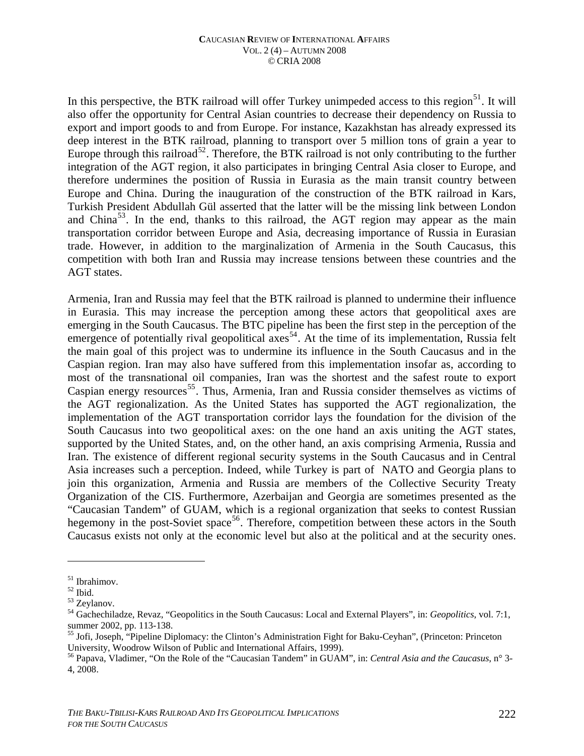In this perspective, the BTK railroad will offer Turkey unimpeded access to this region[51]. It will also offer the opportunity for Central Asian countries to decrease their dependency on Russia to export and import goods to and from Europe. For instance, Kazakhstan has already expressed its deep interest in the BTK railroad, planning to transport over 5 million tons of grain a year to Europe through this railroad[52]. Therefore, the BTK railroad is not only contributing to the further integration of the AGT region, it also participates in bringing Central Asia closer to Europe, and therefore undermines the position of Russia in Eurasia as the main transit country between Europe and China. During the inauguration of the construction of the BTK railroad in Kars, Turkish President Abdullah Gül asserted that the latter will be the missing link between London and China[53]. In the end, thanks to this railroad, the AGT region may appear as the main transportation corridor between Europe and Asia, decreasing importance of Russia in Eurasian trade. However, in addition to the marginalization of Armenia in the South Caucasus, this competition with both Iran and Russia may increase tensions between these countries and the AGT states.

Armenia, Iran and Russia may feel that the BTK railroad is planned to undermine their influence in Eurasia. This may increase the perception among these actors that geopolitical axes are emerging in the South Caucasus. The BTC pipeline has been the first step in the perception of the emergence of potentially rival geopolitical axes[54]. At the time of its implementation, Russia felt the main goal of this project was to undermine its influence in the South Caucasus and in the Caspian region. Iran may also have suffered from this implementation insofar as, according to most of the transnational oil companies, Iran was the shortest and the safest route to export Caspian energy resources[55]. Thus, Armenia, Iran and Russia consider themselves as victims of the AGT regionalization. As the United States has supported the AGT regionalization, the implementation of the AGT transportation corridor lays the foundation for the division of the South Caucasus into two geopolitical axes: on the one hand an axis uniting the AGT states, supported by the United States, and, on the other hand, an axis comprising Armenia, Russia and Iran. The existence of different regional security systems in the South Caucasus and in Central Asia increases such a perception. Indeed, while Turkey is part of NATO and Georgia plans to join this organization, Armenia and Russia are members of the Collective Security Treaty Organization of the CIS. Furthermore, Azerbaijan and Georgia are sometimes presented as the "Caucasian Tandem" of GUAM, which is a regional organization that seeks to contest Russian hegemony in the post-Soviet space[56]. Therefore, competition between these actors in the South Caucasus exists not only at the economic level but also at the political and at the security ones.

---

[51] Ibrahimov.

[52] Ibid.

[53] Zeylanov.

[54] Gachechiladze, Revaz, "Geopolitics in the South Caucasus: Local and External Players", in: *Geopolitics*, vol. 7:1, summer 2002, pp. 113-138.

[55] Jofi, Joseph, "Pipeline Diplomacy: the Clinton's Administration Fight for Baku-Ceyhan", (Princeton: Princeton University, Woodrow Wilson of Public and International Affairs, 1999).

[56] Papava, Vladimer, "On the Role of the "Caucasian Tandem" in GUAM", in: *Central Asia and the Caucasus*, n° 3-4, 2008.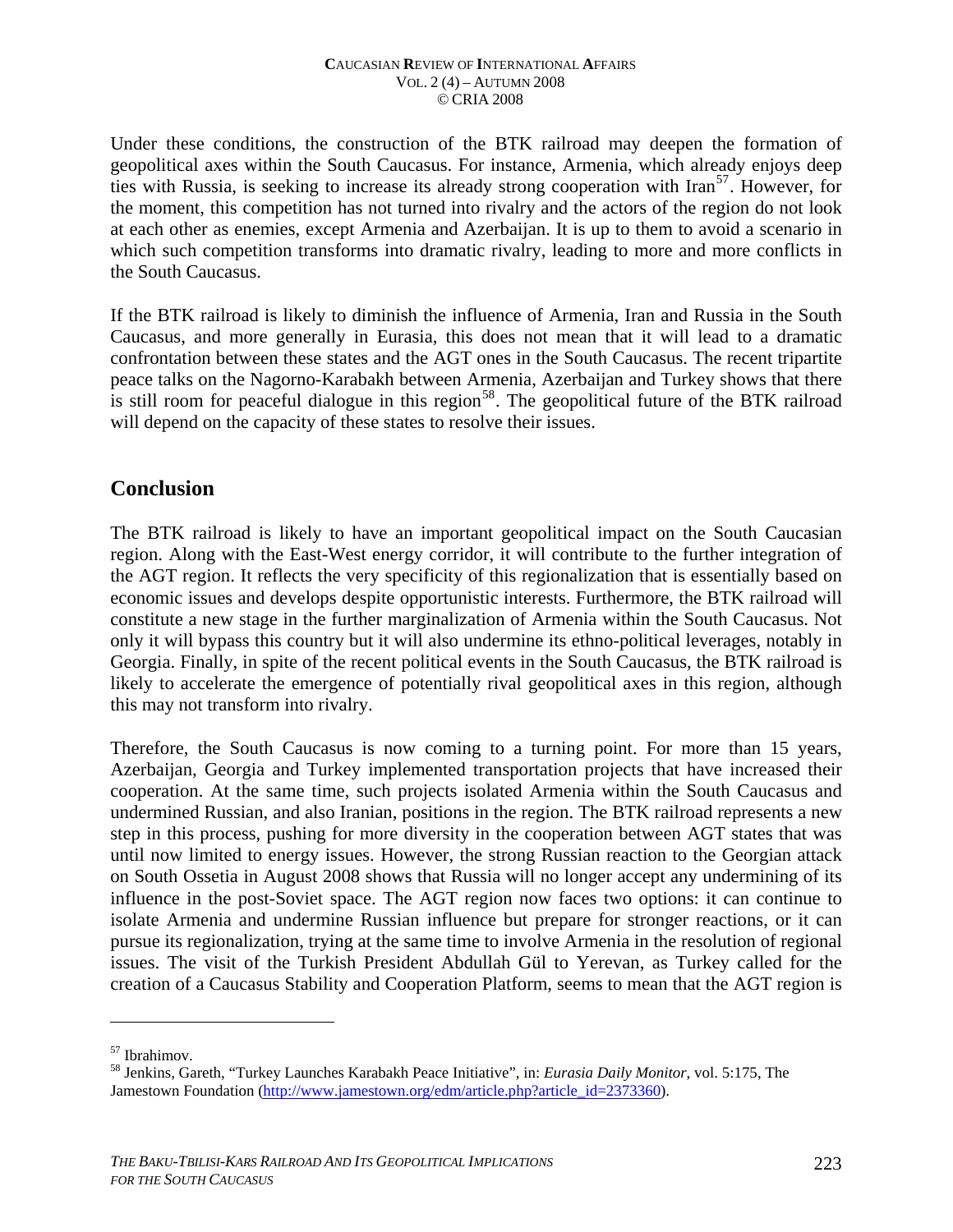Under these conditions, the construction of the BTK railroad may deepen the formation of geopolitical axes within the South Caucasus. For instance, Armenia, which already enjoys deep ties with Russia, is seeking to increase its already strong cooperation with Iran[57]. However, for the moment, this competition has not turned into rivalry and the actors of the region do not look at each other as enemies, except Armenia and Azerbaijan. It is up to them to avoid a scenario in which such competition transforms into dramatic rivalry, leading to more and more conflicts in the South Caucasus.

If the BTK railroad is likely to diminish the influence of Armenia, Iran and Russia in the South Caucasus, and more generally in Eurasia, this does not mean that it will lead to a dramatic confrontation between these states and the AGT ones in the South Caucasus. The recent tripartite peace talks on the Nagorno-Karabakh between Armenia, Azerbaijan and Turkey shows that there is still room for peaceful dialogue in this region[58]. The geopolitical future of the BTK railroad will depend on the capacity of these states to resolve their issues.

## Conclusion

The BTK railroad is likely to have an important geopolitical impact on the South Caucasian region. Along with the East-West energy corridor, it will contribute to the further integration of the AGT region. It reflects the very specificity of this regionalization that is essentially based on economic issues and develops despite opportunistic interests. Furthermore, the BTK railroad will constitute a new stage in the further marginalization of Armenia within the South Caucasus. Not only it will bypass this country but it will also undermine its ethno-political leverages, notably in Georgia. Finally, in spite of the recent political events in the South Caucasus, the BTK railroad is likely to accelerate the emergence of potentially rival geopolitical axes in this region, although this may not transform into rivalry.

Therefore, the South Caucasus is now coming to a turning point. For more than 15 years, Azerbaijan, Georgia and Turkey implemented transportation projects that have increased their cooperation. At the same time, such projects isolated Armenia within the South Caucasus and undermined Russian, and also Iranian, positions in the region. The BTK railroad represents a new step in this process, pushing for more diversity in the cooperation between AGT states that was until now limited to energy issues. However, the strong Russian reaction to the Georgian attack on South Ossetia in August 2008 shows that Russia will no longer accept any undermining of its influence in the post-Soviet space. The AGT region now faces two options: it can continue to isolate Armenia and undermine Russian influence but prepare for stronger reactions, or it can pursue its regionalization, trying at the same time to involve Armenia in the resolution of regional issues. The visit of the Turkish President Abdullah Gül to Yerevan, as Turkey called for the creation of a Caucasus Stability and Cooperation Platform, seems to mean that the AGT region is

---

[57] Ibrahimov.

[58] Jenkins, Gareth, "Turkey Launches Karabakh Peace Initiative", in: *Eurasia Daily Monitor*, vol. 5:175, The Jamestown Foundation (http://www.jamestown.org/edm/article.php?article_id=2373360).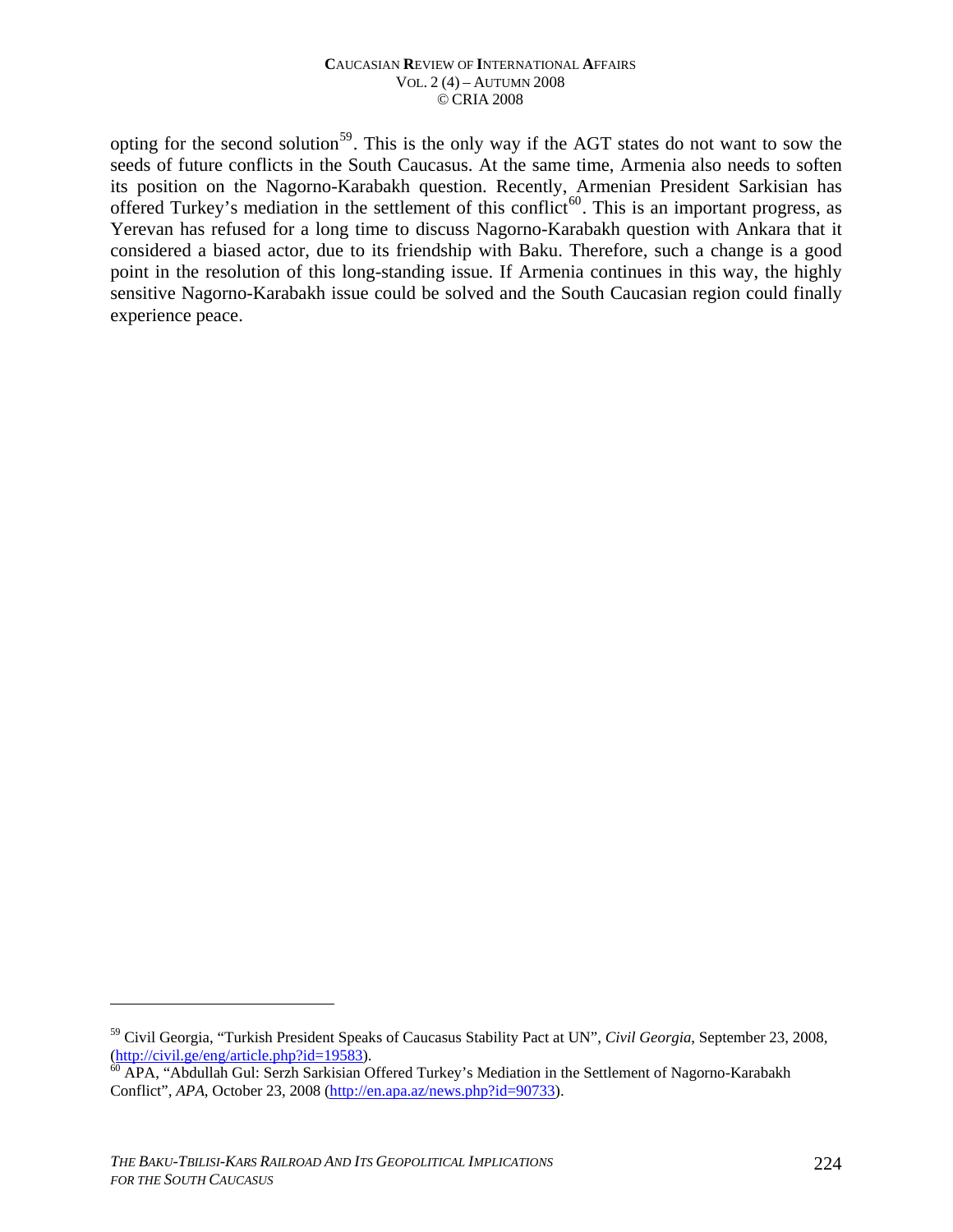opting for the second solution[59]. This is the only way if the AGT states do not want to sow the seeds of future conflicts in the South Caucasus. At the same time, Armenia also needs to soften its position on the Nagorno-Karabakh question. Recently, Armenian President Sarkisian has offered Turkey's mediation in the settlement of this conflict[60]. This is an important progress, as Yerevan has refused for a long time to discuss Nagorno-Karabakh question with Ankara that it considered a biased actor, due to its friendship with Baku. Therefore, such a change is a good point in the resolution of this long-standing issue. If Armenia continues in this way, the highly sensitive Nagorno-Karabakh issue could be solved and the South Caucasian region could finally experience peace.

---

[59] Civil Georgia, "Turkish President Speaks of Caucasus Stability Pact at UN", *Civil Georgia*, September 23, 2008, (http://civil.ge/eng/article.php?id=19583).

[60] APA, "Abdullah Gul: Serzh Sarkisian Offered Turkey's Mediation in the Settlement of Nagorno-Karabakh Conflict", *APA*, October 23, 2008 (http://en.apa.az/news.php?id=90733).